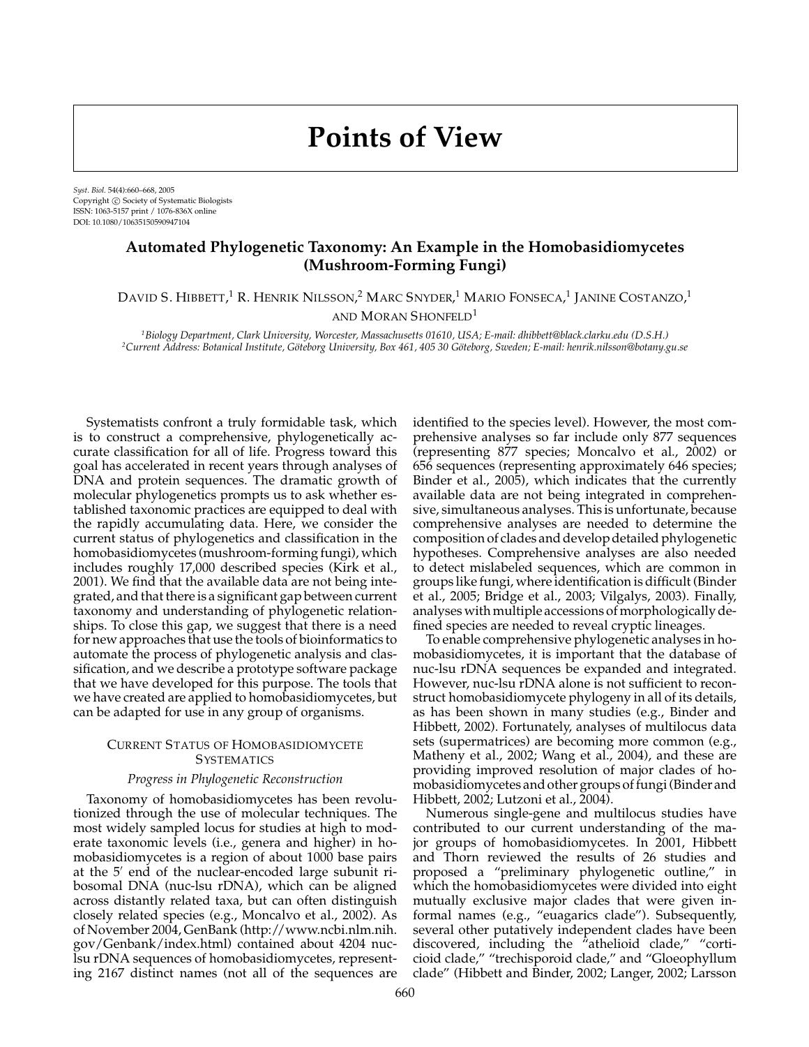# Points of View

*Syst. Biol.* 54(4):660–668, 2005
Copyright © Society of Systematic Biologists
ISSN: 1063-5157 print / 1076-836X online
DOI: 10.1080/10635150590947104

## Automated Phylogenetic Taxonomy: An Example in the Homobasidiomycetes (Mushroom-Forming Fungi)

David S. Hibbett,[1] R. Henrik Nilsson,[2] Marc Snyder,[1] Mario Fonseca,[1] Janine Costanzo,[1] and Moran Shonfeld[1]

[1]*Biology Department, Clark University, Worcester, Massachusetts 01610, USA; E-mail: dhibbett@black.clarku.edu (D.S.H.)*
[2]*Current Address: Botanical Institute, Göteborg University, Box 461, 405 30 Göteborg, Sweden; E-mail: henrik.nilsson@botany.gu.se*

Systematists confront a truly formidable task, which is to construct a comprehensive, phylogenetically accurate classification for all of life. Progress toward this goal has accelerated in recent years through analyses of DNA and protein sequences. The dramatic growth of molecular phylogenetics prompts us to ask whether established taxonomic practices are equipped to deal with the rapidly accumulating data. Here, we consider the current status of phylogenetics and classification in the homobasidiomycetes (mushroom-forming fungi), which includes roughly 17,000 described species (Kirk et al., 2001). We find that the available data are not being integrated, and that there is a significant gap between current taxonomy and understanding of phylogenetic relationships. To close this gap, we suggest that there is a need for new approaches that use the tools of bioinformatics to automate the process of phylogenetic analysis and classification, and we describe a prototype software package that we have developed for this purpose. The tools that we have created are applied to homobasidiomycetes, but can be adapted for use in any group of organisms.

### Current Status of Homobasidiomycete Systematics

#### *Progress in Phylogenetic Reconstruction*

Taxonomy of homobasidiomycetes has been revolutionized through the use of molecular techniques. The most widely sampled locus for studies at high to moderate taxonomic levels (i.e., genera and higher) in homobasidiomycetes is a region of about 1000 base pairs at the 5′ end of the nuclear-encoded large subunit ribosomal DNA (nuc-lsu rDNA), which can be aligned across distantly related taxa, but can often distinguish closely related species (e.g., Moncalvo et al., 2002). As of November 2004, GenBank (http://www.ncbi.nlm.nih.gov/Genbank/index.html) contained about 4204 nuc-lsu rDNA sequences of homobasidiomycetes, representing 2167 distinct names (not all of the sequences are identified to the species level). However, the most comprehensive analyses so far include only 877 sequences (representing 877 species; Moncalvo et al., 2002) or 656 sequences (representing approximately 646 species; Binder et al., 2005), which indicates that the currently available data are not being integrated in comprehensive, simultaneous analyses. This is unfortunate, because comprehensive analyses are needed to determine the composition of clades and develop detailed phylogenetic hypotheses. Comprehensive analyses are also needed to detect mislabeled sequences, which are common in groups like fungi, where identification is difficult (Binder et al., 2005; Bridge et al., 2003; Vilgalys, 2003). Finally, analyses with multiple accessions of morphologically defined species are needed to reveal cryptic lineages.

To enable comprehensive phylogenetic analyses in homobasidiomycetes, it is important that the database of nuc-lsu rDNA sequences be expanded and integrated. However, nuc-lsu rDNA alone is not sufficient to reconstruct homobasidiomycete phylogeny in all of its details, as has been shown in many studies (e.g., Binder and Hibbett, 2002). Fortunately, analyses of multilocus data sets (supermatrices) are becoming more common (e.g., Matheny et al., 2002; Wang et al., 2004), and these are providing improved resolution of major clades of homobasidiomycetes and other groups of fungi (Binder and Hibbett, 2002; Lutzoni et al., 2004).

Numerous single-gene and multilocus studies have contributed to our current understanding of the major groups of homobasidiomycetes. In 2001, Hibbett and Thorn reviewed the results of 26 studies and proposed a "preliminary phylogenetic outline," in which the homobasidiomycetes were divided into eight mutually exclusive major clades that were given informal names (e.g., "euagarics clade"). Subsequently, several other putatively independent clades have been discovered, including the "athelioid clade," "corticioid clade," "trechisporoid clade," and "Gloeophyllum clade" (Hibbett and Binder, 2002; Langer, 2002; Larsson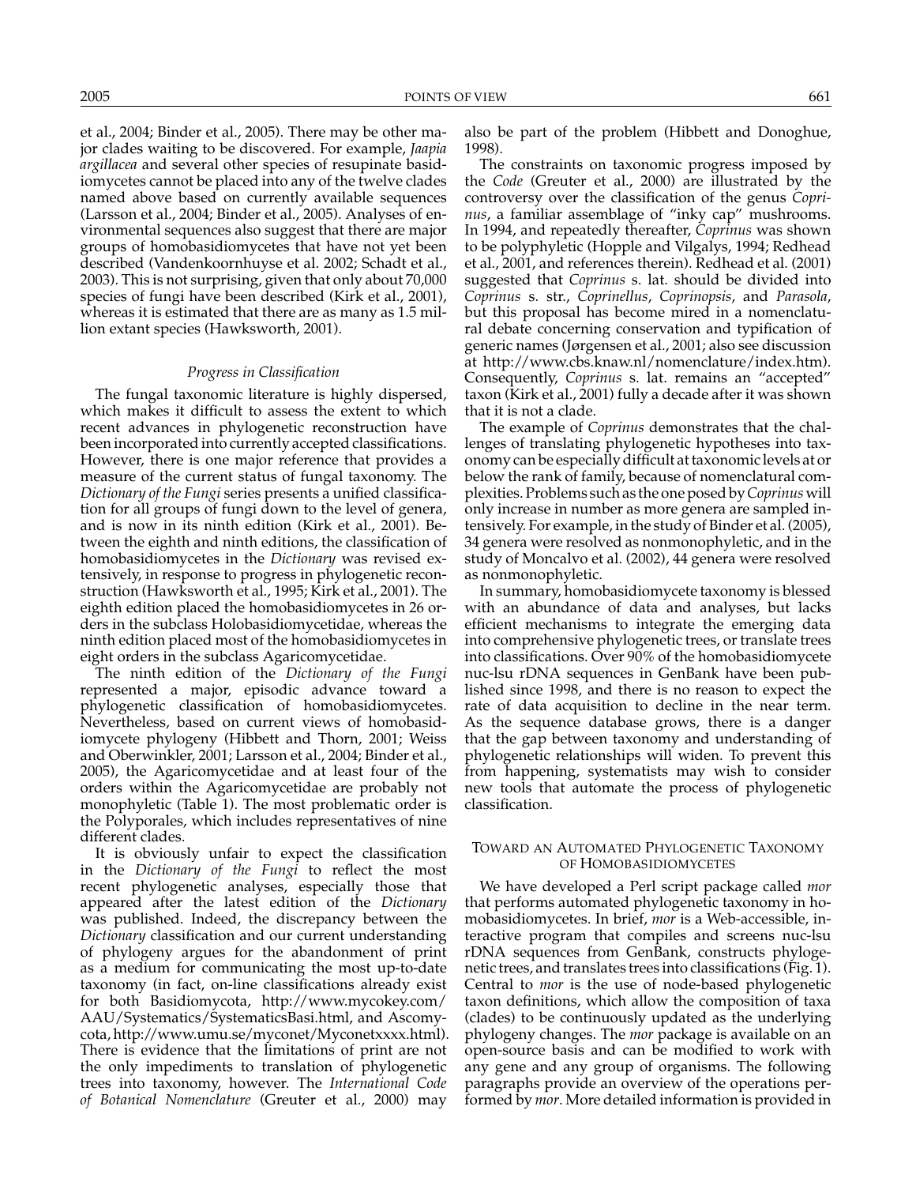et al., 2004; Binder et al., 2005). There may be other major clades waiting to be discovered. For example, *Jaapia argillacea* and several other species of resupinate basidiomycetes cannot be placed into any of the twelve clades named above based on currently available sequences (Larsson et al., 2004; Binder et al., 2005). Analyses of environmental sequences also suggest that there are major groups of homobasidiomycetes that have not yet been described (Vandenkoornhuyse et al. 2002; Schadt et al., 2003). This is not surprising, given that only about 70,000 species of fungi have been described (Kirk et al., 2001), whereas it is estimated that there are as many as 1.5 million extant species (Hawksworth, 2001).

### *Progress in Classification*

The fungal taxonomic literature is highly dispersed, which makes it difficult to assess the extent to which recent advances in phylogenetic reconstruction have been incorporated into currently accepted classifications. However, there is one major reference that provides a measure of the current status of fungal taxonomy. The *Dictionary of the Fungi* series presents a unified classification for all groups of fungi down to the level of genera, and is now in its ninth edition (Kirk et al., 2001). Between the eighth and ninth editions, the classification of homobasidiomycetes in the *Dictionary* was revised extensively, in response to progress in phylogenetic reconstruction (Hawksworth et al., 1995; Kirk et al., 2001). The eighth edition placed the homobasidiomycetes in 26 orders in the subclass Holobasidiomycetidae, whereas the ninth edition placed most of the homobasidiomycetes in eight orders in the subclass Agaricomycetidae.

The ninth edition of the *Dictionary of the Fungi* represented a major, episodic advance toward a phylogenetic classification of homobasidiomycetes. Nevertheless, based on current views of homobasidiomycete phylogeny (Hibbett and Thorn, 2001; Weiss and Oberwinkler, 2001; Larsson et al., 2004; Binder et al., 2005), the Agaricomycetidae and at least four of the orders within the Agaricomycetidae are probably not monophyletic (Table 1). The most problematic order is the Polyporales, which includes representatives of nine different clades.

It is obviously unfair to expect the classification in the *Dictionary of the Fungi* to reflect the most recent phylogenetic analyses, especially those that appeared after the latest edition of the *Dictionary* was published. Indeed, the discrepancy between the *Dictionary* classification and our current understanding of phylogeny argues for the abandonment of print as a medium for communicating the most up-to-date taxonomy (in fact, on-line classifications already exist for both Basidiomycota, http://www.mycokey.com/AAU/Systematics/SystematicsBasi.html, and Ascomycota, http://www.umu.se/myconet/Myconetxxxx.html). There is evidence that the limitations of print are not the only impediments to translation of phylogenetic trees into taxonomy, however. The *International Code of Botanical Nomenclature* (Greuter et al., 2000) may also be part of the problem (Hibbett and Donoghue, 1998).

The constraints on taxonomic progress imposed by the *Code* (Greuter et al., 2000) are illustrated by the controversy over the classification of the genus *Coprinus*, a familiar assemblage of "inky cap" mushrooms. In 1994, and repeatedly thereafter, *Coprinus* was shown to be polyphyletic (Hopple and Vilgalys, 1994; Redhead et al., 2001, and references therein). Redhead et al. (2001) suggested that *Coprinus* s. lat. should be divided into *Coprinus* s. str., *Coprinellus*, *Coprinopsis*, and *Parasola*, but this proposal has become mired in a nomenclatural debate concerning conservation and typification of generic names (Jørgensen et al., 2001; also see discussion at http://www.cbs.knaw.nl/nomenclature/index.htm). Consequently, *Coprinus* s. lat. remains an "accepted" taxon (Kirk et al., 2001) fully a decade after it was shown that it is not a clade.

The example of *Coprinus* demonstrates that the challenges of translating phylogenetic hypotheses into taxonomy can be especially difficult at taxonomic levels at or below the rank of family, because of nomenclatural complexities. Problems such as the one posed by *Coprinus* will only increase in number as more genera are sampled intensively. For example, in the study of Binder et al. (2005), 34 genera were resolved as nonmonophyletic, and in the study of Moncalvo et al. (2002), 44 genera were resolved as nonmonophyletic.

In summary, homobasidiomycete taxonomy is blessed with an abundance of data and analyses, but lacks efficient mechanisms to integrate the emerging data into comprehensive phylogenetic trees, or translate trees into classifications. Over 90% of the homobasidiomycete nuc-lsu rDNA sequences in GenBank have been published since 1998, and there is no reason to expect the rate of data acquisition to decline in the near term. As the sequence database grows, there is a danger that the gap between taxonomy and understanding of phylogenetic relationships will widen. To prevent this from happening, systematists may wish to consider new tools that automate the process of phylogenetic classification.

## Toward an Automated Phylogenetic Taxonomy of Homobasidiomycetes

We have developed a Perl script package called *mor* that performs automated phylogenetic taxonomy in homobasidiomycetes. In brief, *mor* is a Web-accessible, interactive program that compiles and screens nuc-lsu rDNA sequences from GenBank, constructs phylogenetic trees, and translates trees into classifications (Fig. 1). Central to *mor* is the use of node-based phylogenetic taxon definitions, which allow the composition of taxa (clades) to be continuously updated as the underlying phylogeny changes. The *mor* package is available on an open-source basis and can be modified to work with any gene and any group of organisms. The following paragraphs provide an overview of the operations performed by *mor*. More detailed information is provided in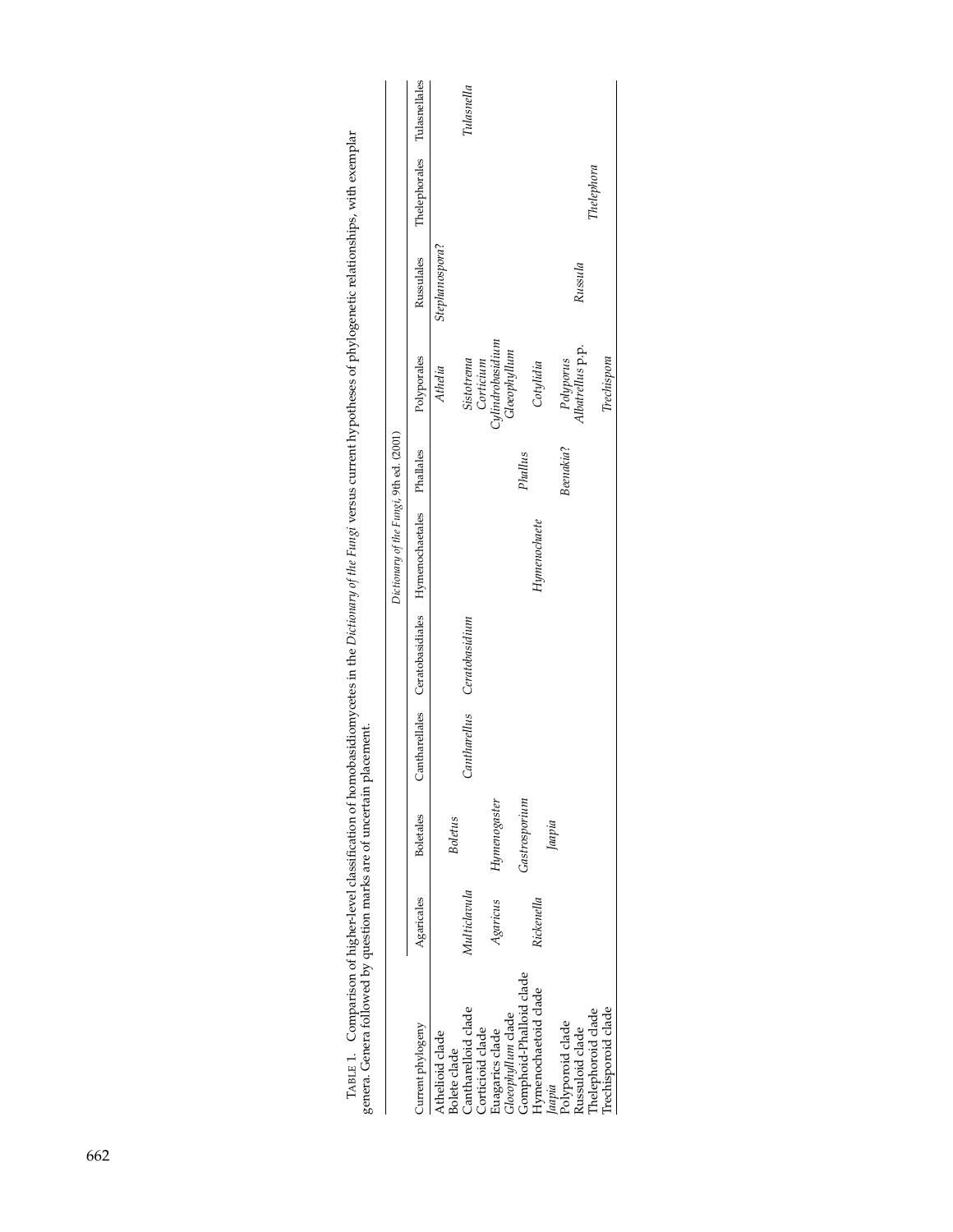TABLE 1. Comparison of higher-level classification of homobasidiomycetes in the *Dictionary of the Fungi* versus current hypotheses of phylogenetic relationships, with exemplar genera. Genera followed by question marks are of uncertain placement.

| | *Dictionary of the Fungi*, 9th ed. (2001) | | | | | | | | | |
|---|---|---|---|---|---|---|---|---|---|---|
| Current phylogeny | Agaricales | Boletales | Cantharellales | Ceratobasidiales | Hymenochaetales | Phallales | Polyporales | Russulales | Thelephorales | Tulasnellales |
| Atheloid clade | | | | | | | *Athelia* | *Stephanospora?* | | |
| Bolete clade | | *Boletus* | | | | | | | | |
| Cantharelloid clade | *Multiclavula* | | *Cantharellus* | *Ceratobasidium* | | | *Sistotrema* | | | *Tulasnella* |
| Corticioid clade | | | | | | | *Corticium* | | | |
| Euagarics clade | *Agaricus* | *Hymenogaster* | | | | | *Cylindrobasidium* | | | |
| *Gloeophyllum* clade | | | | | | | *Gloeophyllum* | | | |
| Gomphoid-Phalloid clade | | *Gastrosporium* | | | | *Phallus* | | | | |
| Hymenochaetoid clade | *Rickenella* | | | | *Hymenochaete* | | *Cotylidia* | | | |
| *Jaapia* | | *Jaapia* | | | | | | | | |
| Polyporoid clade | | | | | | | *Polyporus* | | | |
| Russuloid clade | | | | | | *Beenakia?* | *Albatrellus* p.p. | *Russula* | | |
| Thelephoroid clade | | | | | | | | | *Thelephora* | |
| Trechisporoid clade | | | | | | | *Trechispora* | | | |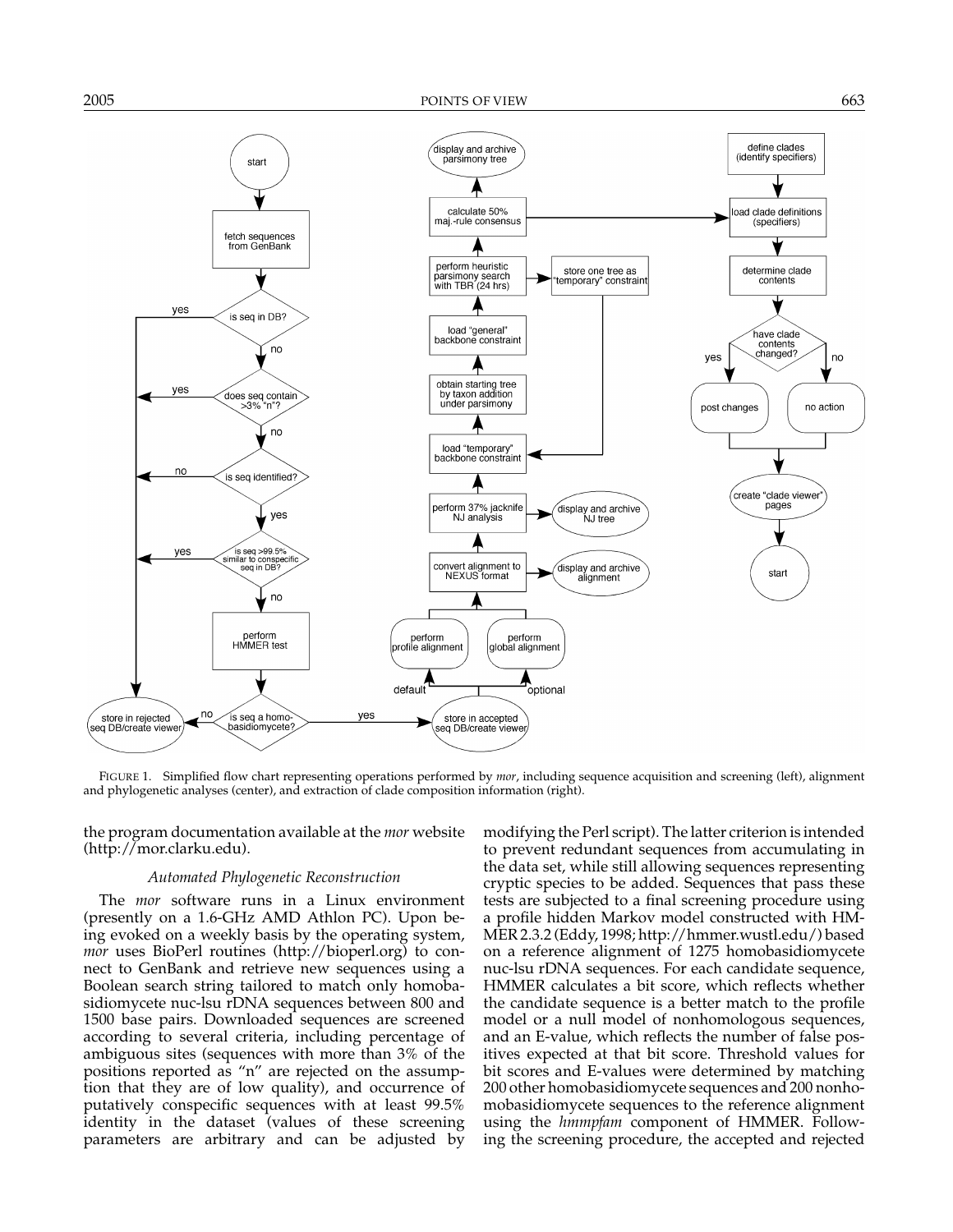FIGURE 1. Simplified flow chart representing operations performed by *mor*, including sequence acquisition and screening (left), alignment and phylogenetic analyses (center), and extraction of clade composition information (right).

the program documentation available at the *mor* website (http://mor.clarku.edu).

### *Automated Phylogenetic Reconstruction*

The *mor* software runs in a Linux environment (presently on a 1.6-GHz AMD Athlon PC). Upon being evoked on a weekly basis by the operating system, *mor* uses BioPerl routines (http://bioperl.org) to connect to GenBank and retrieve new sequences using a Boolean search string tailored to match only homobasidiomycete nuc-lsu rDNA sequences between 800 and 1500 base pairs. Downloaded sequences are screened according to several criteria, including percentage of ambiguous sites (sequences with more than 3% of the positions reported as "n" are rejected on the assumption that they are of low quality), and occurrence of putatively conspecific sequences with at least 99.5% identity in the dataset (values of these screening parameters are arbitrary and can be adjusted by modifying the Perl script). The latter criterion is intended to prevent redundant sequences from accumulating in the data set, while still allowing sequences representing cryptic species to be added. Sequences that pass these tests are subjected to a final screening procedure using a profile hidden Markov model constructed with HMMER 2.3.2 (Eddy, 1998; http://hmmer.wustl.edu/) based on a reference alignment of 1275 homobasidiomycete nuc-lsu rDNA sequences. For each candidate sequence, HMMER calculates a bit score, which reflects whether the candidate sequence is a better match to the profile model or a null model of nonhomologous sequences, and an E-value, which reflects the number of false positives expected at that bit score. Threshold values for bit scores and E-values were determined by matching 200 other homobasidiomycete sequences and 200 nonhomobasidiomycete sequences to the reference alignment using the *hmmpfam* component of HMMER. Following the screening procedure, the accepted and rejected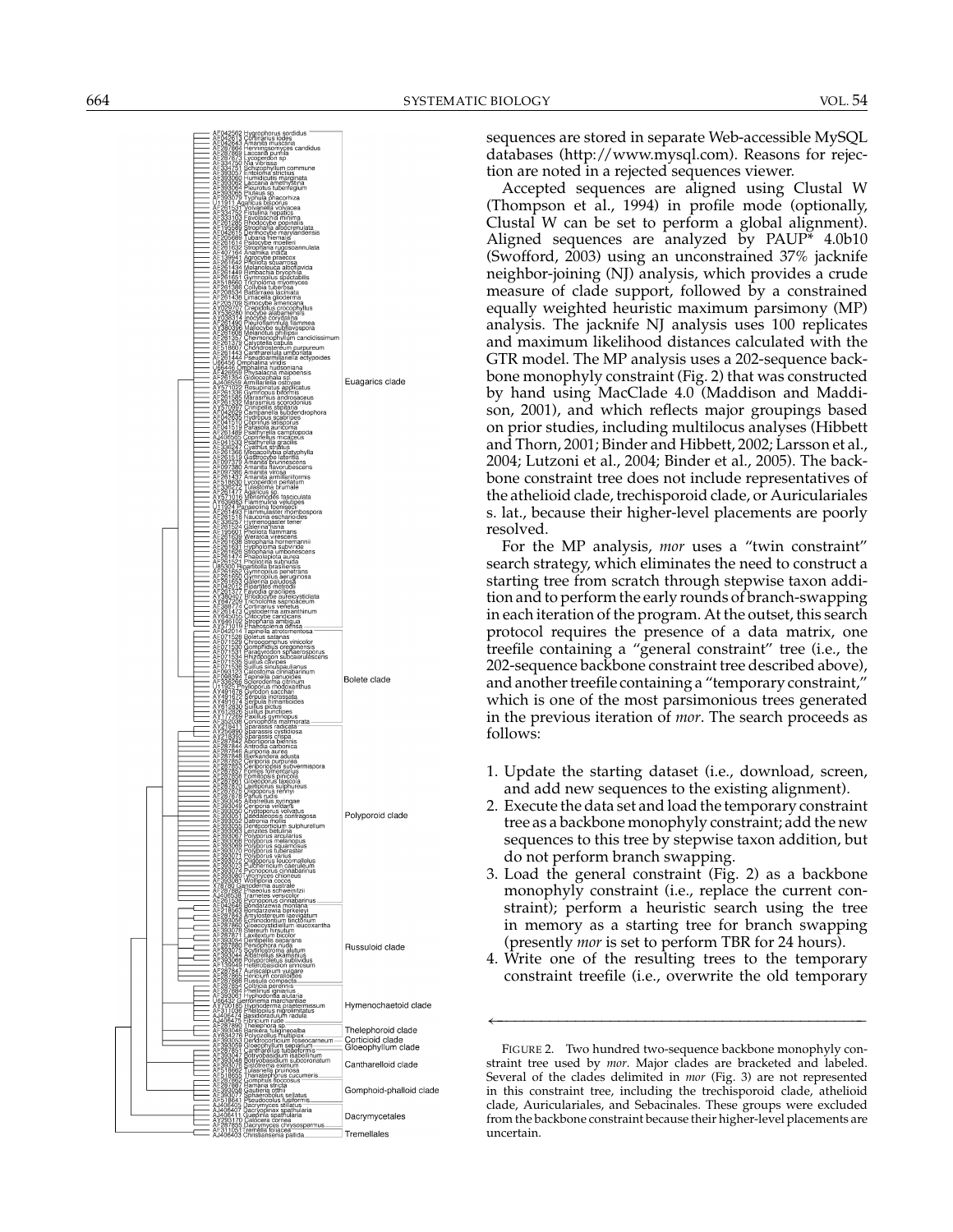sequences are stored in separate Web-accessible MySQL databases (http://www.mysql.com). Reasons for rejection are noted in a rejected sequences viewer.

Accepted sequences are aligned using Clustal W (Thompson et al., 1994) in profile mode (optionally, Clustal W can be set to perform a global alignment). Aligned sequences are analyzed by PAUP* 4.0b10 (Swofford, 2003) using an unconstrained 37% jacknife neighbor-joining (NJ) analysis, which provides a crude measure of clade support, followed by a constrained equally weighted heuristic maximum parsimony (MP) analysis. The jacknife NJ analysis uses 100 replicates and maximum likelihood distances calculated with the GTR model. The MP analysis uses a 202-sequence backbone monophyly constraint (Fig. 2) that was constructed by hand using MacClade 4.0 (Maddison and Maddison, 2001), and which reflects major groupings based on prior studies, including multilocus analyses (Hibbett and Thorn, 2001; Binder and Hibbett, 2002; Larsson et al., 2004; Lutzoni et al., 2004; Binder et al., 2005). The backbone constraint tree does not include representatives of the athelioid clade, trechisporoid clade, or Auriculariales s. lat., because their higher-level placements are poorly resolved.

For the MP analysis, *mor* uses a "twin constraint" search strategy, which eliminates the need to construct a starting tree from scratch through stepwise taxon addition and to perform the early rounds of branch-swapping in each iteration of the program. At the outset, this search protocol requires the presence of a data matrix, one treefile containing a "general constraint" tree (i.e., the 202-sequence backbone constraint tree described above), and another treefile containing a "temporary constraint," which is one of the most parsimonious trees generated in the previous iteration of *mor*. The search proceeds as follows:

1. Update the starting dataset (i.e., download, screen, and add new sequences to the existing alignment).
2. Execute the data set and load the temporary constraint tree as a backbone monophyly constraint; add the new sequences to this tree by stepwise taxon addition, but do not perform branch swapping.
3. Load the general constraint (Fig. 2) as a backbone monophyly constraint (i.e., replace the current constraint); perform a heuristic search using the tree in memory as a starting tree for branch swapping (presently *mor* is set to perform TBR for 24 hours).
4. Write one of the resulting trees to the temporary constraint treefile (i.e., overwrite the old temporary

FIGURE 2. Two hundred two-sequence backbone monophyly constraint tree used by *mor*. Major clades are bracketed and labeled. Several of the clades delimited in *mor* (Fig. 3) are not represented in this constraint tree, including the trechisporoid clade, athelioid clade, Auriculariales, and Sebacinales. These groups were excluded from the backbone constraint because their higher-level placements are uncertain.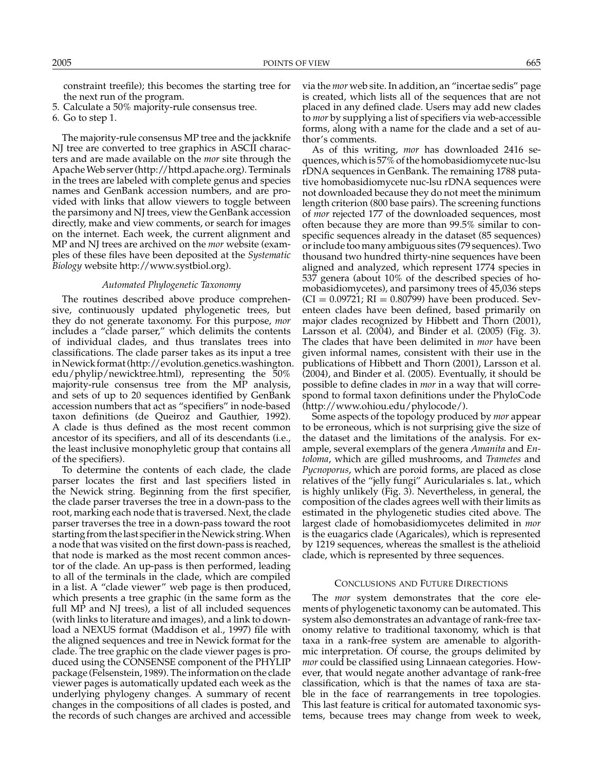constraint treefile); this becomes the starting tree for the next run of the program.
5. Calculate a 50% majority-rule consensus tree.
6. Go to step 1.

The majority-rule consensus MP tree and the jackknife NJ tree are converted to tree graphics in ASCII characters and are made available on the *mor* site through the Apache Web server (http://httpd.apache.org). Terminals in the trees are labeled with complete genus and species names and GenBank accession numbers, and are provided with links that allow viewers to toggle between the parsimony and NJ trees, view the GenBank accession directly, make and view comments, or search for images on the internet. Each week, the current alignment and MP and NJ trees are archived on the *mor* website (examples of these files have been deposited at the *Systematic Biology* website http://www.systbiol.org).

### *Automated Phylogenetic Taxonomy*

The routines described above produce comprehensive, continuously updated phylogenetic trees, but they do not generate taxonomy. For this purpose, *mor* includes a "clade parser," which delimits the contents of individual clades, and thus translates trees into classifications. The clade parser takes as its input a tree in Newick format (http://evolution.genetics.washington.edu/phylip/newicktree.html), representing the 50% majority-rule consensus tree from the MP analysis, and sets of up to 20 sequences identified by GenBank accession numbers that act as "specifiers" in node-based taxon definitions (de Queiroz and Gauthier, 1992). A clade is thus defined as the most recent common ancestor of its specifiers, and all of its descendants (i.e., the least inclusive monophyletic group that contains all of the specifiers).

To determine the contents of each clade, the clade parser locates the first and last specifiers listed in the Newick string. Beginning from the first specifier, the clade parser traverses the tree in a down-pass to the root, marking each node that is traversed. Next, the clade parser traverses the tree in a down-pass toward the root starting from the last specifier in the Newick string. When a node that was visited on the first down-pass is reached, that node is marked as the most recent common ancestor of the clade. An up-pass is then performed, leading to all of the terminals in the clade, which are compiled in a list. A "clade viewer" web page is then produced, which presents a tree graphic (in the same form as the full MP and NJ trees), a list of all included sequences (with links to literature and images), and a link to download a NEXUS format (Maddison et al., 1997) file with the aligned sequences and tree in Newick format for the clade. The tree graphic on the clade viewer pages is produced using the CONSENSE component of the PHYLIP package (Felsenstein, 1989). The information on the clade viewer pages is automatically updated each week as the underlying phylogeny changes. A summary of recent changes in the compositions of all clades is posted, and the records of such changes are archived and accessible via the *mor* web site. In addition, an "incertae sedis" page is created, which lists all of the sequences that are not placed in any defined clade. Users may add new clades to *mor* by supplying a list of specifiers via web-accessible forms, along with a name for the clade and a set of author's comments.

As of this writing, *mor* has downloaded 2416 sequences, which is 57% of the homobasidiomycete nuc-lsu rDNA sequences in GenBank. The remaining 1788 putative homobasidiomycete nuc-lsu rDNA sequences were not downloaded because they do not meet the minimum length criterion (800 base pairs). The screening functions of *mor* rejected 177 of the downloaded sequences, most often because they are more than 99.5% similar to conspecific sequences already in the dataset (85 sequences) or include too many ambiguous sites (79 sequences). Two thousand two hundred thirty-nine sequences have been aligned and analyzed, which represent 1774 species in 537 genera (about 10% of the described species of homobasidiomycetes), and parsimony trees of 45,036 steps (CI = 0.09721; RI = 0.80799) have been produced. Seventeen clades have been defined, based primarily on major clades recognized by Hibbett and Thorn (2001), Larsson et al. (2004), and Binder et al. (2005) (Fig. 3). The clades that have been delimited in *mor* have been given informal names, consistent with their use in the publications of Hibbett and Thorn (2001), Larsson et al. (2004), and Binder et al. (2005). Eventually, it should be possible to define clades in *mor* in a way that will correspond to formal taxon definitions under the PhyloCode (http://www.ohiou.edu/phylocode/).

Some aspects of the topology produced by *mor* appear to be erroneous, which is not surprising give the size of the dataset and the limitations of the analysis. For example, several exemplars of the genera *Amanita* and *Entoloma*, which are gilled mushrooms, and *Trametes* and *Pycnoporus*, which are poroid forms, are placed as close relatives of the "jelly fungi" Auriculariales s. lat., which is highly unlikely (Fig. 3). Nevertheless, in general, the composition of the clades agrees well with their limits as estimated in the phylogenetic studies cited above. The largest clade of homobasidiomycetes delimited in *mor* is the euagarics clade (Agaricales), which is represented by 1219 sequences, whereas the smallest is the athelioid clade, which is represented by three sequences.

## Conclusions and Future Directions

The *mor* system demonstrates that the core elements of phylogenetic taxonomy can be automated. This system also demonstrates an advantage of rank-free taxonomy relative to traditional taxonomy, which is that taxa in a rank-free system are amenable to algorithmic interpretation. Of course, the groups delimited by *mor* could be classified using Linnaean categories. However, that would negate another advantage of rank-free classification, which is that the names of taxa are stable in the face of rearrangements in tree topologies. This last feature is critical for automated taxonomic systems, because trees may change from week to week,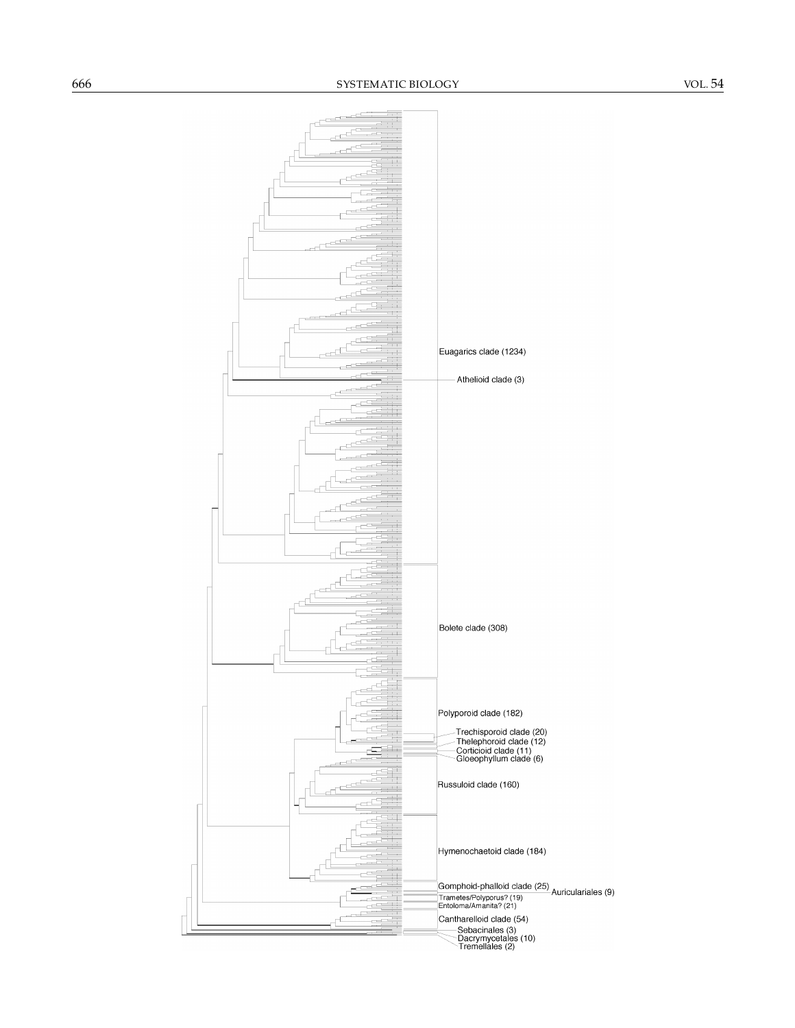Euagarics clade (1234)

Athelioid clade (3)

Bolete clade (308)

Polyporoid clade (182)

Trechisporoid clade (20)

Thelephoroid clade (12)

Corticioid clade (11)

Gloeophyllum clade (6)

Russuloid clade (160)

Hymenochaetoid clade (184)

Gomphoid-phalloid clade (25)

Auriculariales (9)

Trametes/Polyporus? (19)

Entoloma/Amanita? (21)

Cantharelloid clade (54)

Sebacinales (3)

Dacrymycetales (10)

Tremellales (2)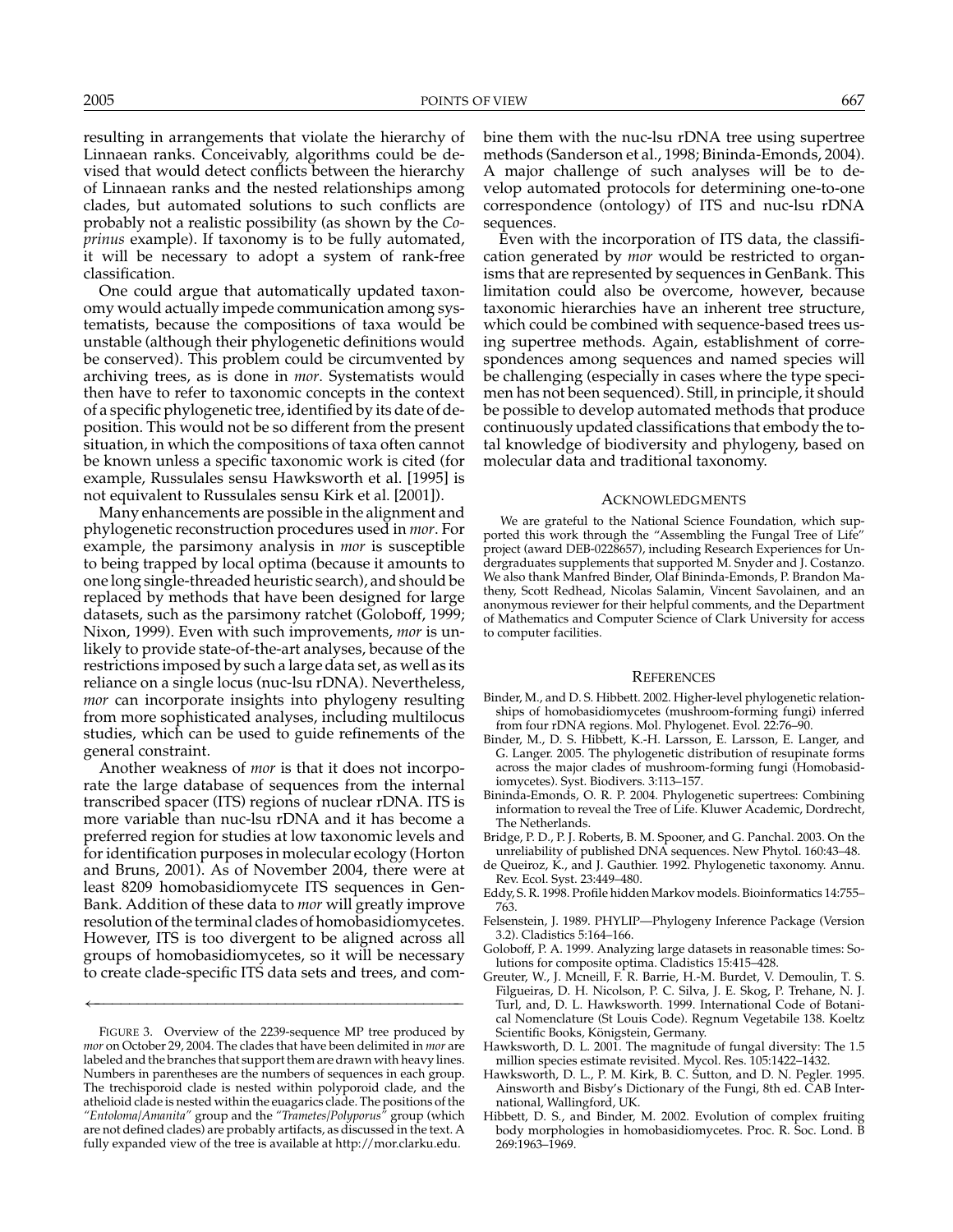resulting in arrangements that violate the hierarchy of Linnaean ranks. Conceivably, algorithms could be devised that would detect conflicts between the hierarchy of Linnaean ranks and the nested relationships among clades, but automated solutions to such conflicts are probably not a realistic possibility (as shown by the *Coprinus* example). If taxonomy is to be fully automated, it will be necessary to adopt a system of rank-free classification.

One could argue that automatically updated taxonomy would actually impede communication among systematists, because the compositions of taxa would be unstable (although their phylogenetic definitions would be conserved). This problem could be circumvented by archiving trees, as is done in *mor*. Systematists would then have to refer to taxonomic concepts in the context of a specific phylogenetic tree, identified by its date of deposition. This would not be so different from the present situation, in which the compositions of taxa often cannot be known unless a specific taxonomic work is cited (for example, Russulales sensu Hawksworth et al. [1995] is not equivalent to Russulales sensu Kirk et al. [2001]).

Many enhancements are possible in the alignment and phylogenetic reconstruction procedures used in *mor*. For example, the parsimony analysis in *mor* is susceptible to being trapped by local optima (because it amounts to one long single-threaded heuristic search), and should be replaced by methods that have been designed for large datasets, such as the parsimony ratchet (Goloboff, 1999; Nixon, 1999). Even with such improvements, *mor* is unlikely to provide state-of-the-art analyses, because of the restrictions imposed by such a large data set, as well as its reliance on a single locus (nuc-lsu rDNA). Nevertheless, *mor* can incorporate insights into phylogeny resulting from more sophisticated analyses, including multilocus studies, which can be used to guide refinements of the general constraint.

Another weakness of *mor* is that it does not incorporate the large database of sequences from the internal transcribed spacer (ITS) regions of nuclear rDNA. ITS is more variable than nuc-lsu rDNA and it has become a preferred region for studies at low taxonomic levels and for identification purposes in molecular ecology (Horton and Bruns, 2001). As of November 2004, there were at least 8209 homobasidiomycete ITS sequences in GenBank. Addition of these data to *mor* will greatly improve resolution of the terminal clades of homobasidiomycetes. However, ITS is too divergent to be aligned across all groups of homobasidiomycetes, so it will be necessary to create clade-specific ITS data sets and trees, and combine them with the nuc-lsu rDNA tree using supertree methods (Sanderson et al., 1998; Bininda-Emonds, 2004). A major challenge of such analyses will be to develop automated protocols for determining one-to-one correspondence (ontology) of ITS and nuc-lsu rDNA sequences.

Even with the incorporation of ITS data, the classification generated by *mor* would be restricted to organisms that are represented by sequences in GenBank. This limitation could also be overcome, however, because taxonomic hierarchies have an inherent tree structure, which could be combined with sequence-based trees using supertree methods. Again, establishment of correspondences among sequences and named species will be challenging (especially in cases where the type specimen has not been sequenced). Still, in principle, it should be possible to develop automated methods that produce continuously updated classifications that embody the total knowledge of biodiversity and phylogeny, based on molecular data and traditional taxonomy.

FIGURE 3. Overview of the 2239-sequence MP tree produced by *mor* on October 29, 2004. The clades that have been delimited in *mor* are labeled and the branches that support them are drawn with heavy lines. Numbers in parentheses are the numbers of sequences in each group. The trechisporoid clade is nested within polyporoid clade, and the athelioid clade is nested within the euagarics clade. The positions of the *"Entoloma/Amanita"* group and the *"Trametes/Polyporus"* group (which are not defined clades) are probably artifacts, as discussed in the text. A fully expanded view of the tree is available at http://mor.clarku.edu.

## ACKNOWLEDGMENTS

We are grateful to the National Science Foundation, which supported this work through the "Assembling the Fungal Tree of Life" project (award DEB-0228657), including Research Experiences for Undergraduates supplements that supported M. Snyder and J. Costanzo. We also thank Manfred Binder, Olaf Bininda-Emonds, P. Brandon Matheny, Scott Redhead, Nicolas Salamin, Vincent Savolainen, and an anonymous reviewer for their helpful comments, and the Department of Mathematics and Computer Science of Clark University for access to computer facilities.

## REFERENCES

Binder, M., and D. S. Hibbett. 2002. Higher-level phylogenetic relationships of homobasidiomycetes (mushroom-forming fungi) inferred from four rDNA regions. Mol. Phylogenet. Evol. 22:76–90.

Binder, M., D. S. Hibbett, K.-H. Larsson, E. Larsson, E. Langer, and G. Langer. 2005. The phylogenetic distribution of resupinate forms across the major clades of mushroom-forming fungi (Homobasidiomycetes). Syst. Biodivers. 3:113–157.

Bininda-Emonds, O. R. P. 2004. Phylogenetic supertrees: Combining information to reveal the Tree of Life. Kluwer Academic, Dordrecht, The Netherlands.

Bridge, P. D., P. J. Roberts, B. M. Spooner, and G. Panchal. 2003. On the unreliability of published DNA sequences. New Phytol. 160:43–48.

de Queiroz, K., and J. Gauthier. 1992. Phylogenetic taxonomy. Annu. Rev. Ecol. Syst. 23:449–480.

Eddy, S. R. 1998. Profile hidden Markov models. Bioinformatics 14:755–763.

Felsenstein, J. 1989. PHYLIP—Phylogeny Inference Package (Version 3.2). Cladistics 5:164–166.

Goloboff, P. A. 1999. Analyzing large datasets in reasonable times: Solutions for composite optima. Cladistics 15:415–428.

Greuter, W., J. Mcneill, F. R. Barrie, H.-M. Burdet, V. Demoulin, T. S. Filgueiras, D. H. Nicolson, P. C. Silva, J. E. Skog, P. Trehane, N. J. Turl, and, D. L. Hawksworth. 1999. International Code of Botanical Nomenclature (St Louis Code). Regnum Vegetabile 138. Koeltz Scientific Books, Königstein, Germany.

Hawksworth, D. L. 2001. The magnitude of fungal diversity: The 1.5 million species estimate revisited. Mycol. Res. 105:1422–1432.

Hawksworth, D. L., P. M. Kirk, B. C. Sutton, and D. N. Pegler. 1995. Ainsworth and Bisby's Dictionary of the Fungi, 8th ed. CAB International, Wallingford, UK.

Hibbett, D. S., and Binder, M. 2002. Evolution of complex fruiting body morphologies in homobasidiomycetes. Proc. R. Soc. Lond. B 269:1963–1969.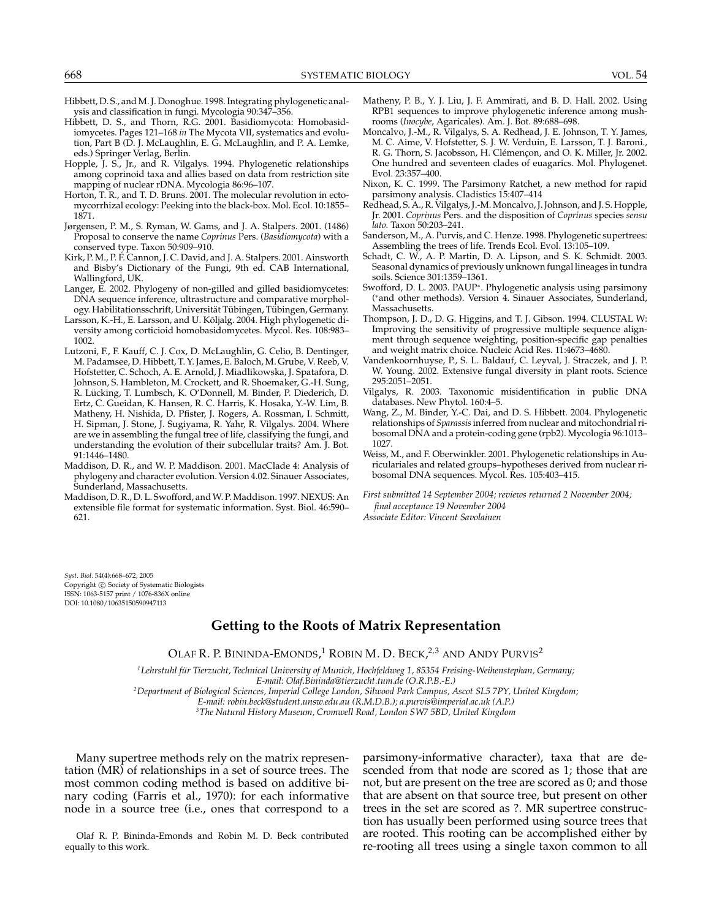Hibbett, D. S., and M. J. Donoghue. 1998. Integrating phylogenetic analysis and classification in fungi. Mycologia 90:347–356.

Hibbett, D. S., and Thorn, R.G. 2001. Basidiomycota: Homobasidiomycetes. Pages 121–168 *in* The Mycota VII, systematics and evolution, Part B (D. J. McLaughlin, E. G. McLaughlin, and P. A. Lemke, eds.) Springer Verlag, Berlin.

Hopple, J. S., Jr., and R. Vilgalys. 1994. Phylogenetic relationships among coprinoid taxa and allies based on data from restriction site mapping of nuclear rDNA. Mycologia 86:96–107.

Horton, T. R., and T. D. Bruns. 2001. The molecular revolution in ectomycorrhizal ecology: Peeking into the black-box. Mol. Ecol. 10:1855–1871.

Jørgensen, P. M., S. Ryman, W. Gams, and J. A. Stalpers. 2001. (1486) Proposal to conserve the name *Coprinus* Pers. (*Basidiomycota*) with a conserved type. Taxon 50:909–910.

Kirk, P. M., P. F. Cannon, J. C. David, and J. A. Stalpers. 2001. Ainsworth and Bisby's Dictionary of the Fungi, 9th ed. CAB International, Wallingford, UK.

Langer, E. 2002. Phylogeny of non-gilled and gilled basidiomycetes: DNA sequence inference, ultrastructure and comparative morphology. Habilitationsschrift, Universität Tübingen, Tübingen, Germany.

Larsson, K.-H., E. Larsson, and U. Kõljalg. 2004. High phylogenetic diversity among corticioid homobasidomycetes. Mycol. Res. 108:983–1002.

Lutzoni, F., F. Kauff, C. J. Cox, D. McLaughlin, G. Celio, B. Dentinger, M. Padamsee, D. Hibbett, T. Y. James, E. Baloch, M. Grube, V. Reeb, V. Hofstetter, C. Schoch, A. E. Arnold, J. Miadlikowska, J. Spatafora, D. Johnson, S. Hambleton, M. Crockett, and R. Shoemaker, G.-H. Sung, R. Lücking, T. Lumbsch, K. O'Donnell, M. Binder, P. Diederich, D. Ertz, C. Gueidan, K. Hansen, R. C. Harris, K. Hosaka, Y.-W. Lim, B. Matheny, H. Nishida, D. Pfister, J. Rogers, A. Rossman, I. Schmitt, H. Sipman, J. Stone, J. Sugiyama, R. Yahr, R. Vilgalys. 2004. Where are we in assembling the fungal tree of life, classifying the fungi, and understanding the evolution of their subcellular traits? Am. J. Bot. 91:1446–1480.

Maddison, D. R., and W. P. Maddison. 2001. MacClade 4: Analysis of phylogeny and character evolution. Version 4.02. Sinauer Associates, Sunderland, Massachusetts.

Maddison, D. R., D. L. Swofford, and W. P. Maddison. 1997. NEXUS: An extensible file format for systematic information. Syst. Biol. 46:590–621.

Matheny, P. B., Y. J. Liu, J. F. Ammirati, and B. D. Hall. 2002. Using RPB1 sequences to improve phylogenetic inference among mushrooms (*Inocybe*, Agaricales). Am. J. Bot. 89:688–698.

Moncalvo, J.-M., R. Vilgalys, S. A. Redhead, J. E. Johnson, T. Y. James, M. C. Aime, V. Hofstetter, S. J. W. Verduin, E. Larsson, T. J. Baroni., R. G. Thorn, S. Jacobsson, H. Clémençon, and O. K. Miller, Jr. 2002. One hundred and seventeen clades of euagarics. Mol. Phylogenet. Evol. 23:357–400.

Nixon, K. C. 1999. The Parsimony Ratchet, a new method for rapid parsimony analysis. Cladistics 15:407–414

Redhead, S. A., R. Vilgalys, J.-M. Moncalvo, J. Johnson, and J. S. Hopple, Jr. 2001. *Coprinus* Pers. and the disposition of *Coprinus* species *sensu lato*. Taxon 50:203–241.

Sanderson, M., A. Purvis, and C. Henze. 1998. Phylogenetic supertrees: Assembling the trees of life. Trends Ecol. Evol. 13:105–109.

Schadt, C. W., A. P. Martin, D. A. Lipson, and S. K. Schmidt. 2003. Seasonal dynamics of previously unknown fungal lineages in tundra soils. Science 301:1359–1361.

Swofford, D. L. 2003. PAUP*. Phylogenetic analysis using parsimony (*and other methods). Version 4. Sinauer Associates, Sunderland, Massachusetts.

Thompson, J. D., D. G. Higgins, and T. J. Gibson. 1994. CLUSTAL W: Improving the sensitivity of progressive multiple sequence alignment through sequence weighting, position-specific gap penalties and weight matrix choice. Nucleic Acid Res. 11:4673–4680.

Vandenkoornhuyse, P., S. L. Baldauf, C. Leyval, J. Straczek, and J. P. W. Young. 2002. Extensive fungal diversity in plant roots. Science 295:2051–2051.

Vilgalys, R. 2003. Taxonomic misidentification in public DNA databases. New Phytol. 160:4–5.

Wang, Z., M. Binder, Y.-C. Dai, and D. S. Hibbett. 2004. Phylogenetic relationships of *Sparassis* inferred from nuclear and mitochondrial ribosomal DNA and a protein-coding gene (rpb2). Mycologia 96:1013–1027.

Weiss, M., and F. Oberwinkler. 2001. Phylogenetic relationships in Auriculariales and related groups–hypotheses derived from nuclear ribosomal DNA sequences. Mycol. Res. 105:403–415.

*First submitted 14 September 2004; reviews returned 2 November 2004; final acceptance 19 November 2004*
*Associate Editor: Vincent Savolainen*

*Syst. Biol.* 54(4):668–672, 2005
Copyright © Society of Systematic Biologists
ISSN: 1063-5157 print / 1076-836X online
DOI: 10.1080/10635150590947113

# Getting to the Roots of Matrix Representation

Olaf R. P. Bininda-Emonds,[1] Robin M. D. Beck,[2,3] and Andy Purvis[2]

[1]*Lehrstuhl für Tierzucht, Technical University of Munich, Hochfeldweg 1, 85354 Freising-Weihenstephan, Germany; E-mail: Olaf.Bininda@tierzucht.tum.de (O.R.P.B.-E.)*
[2]*Department of Biological Sciences, Imperial College London, Silwood Park Campus, Ascot SL5 7PY, United Kingdom; E-mail: robin.beck@student.unsw.edu.au (R.M.D.B.); a.purvis@imperial.ac.uk (A.P.)*
[3]*The Natural History Museum, Cromwell Road, London SW7 5BD, United Kingdom*

Many supertree methods rely on the matrix representation (MR) of relationships in a set of source trees. The most common coding method is based on additive binary coding (Farris et al., 1970): for each informative node in a source tree (i.e., ones that correspond to a parsimony-informative character), taxa that are descended from that node are scored as 1; those that are not, but are present on the tree are scored as 0; and those that are absent on that source tree, but present on other trees in the set are scored as ?. MR supertree construction has usually been performed using source trees that are rooted. This rooting can be accomplished either by re-rooting all trees using a single taxon common to all

Olaf R. P. Bininda-Emonds and Robin M. D. Beck contributed equally to this work.